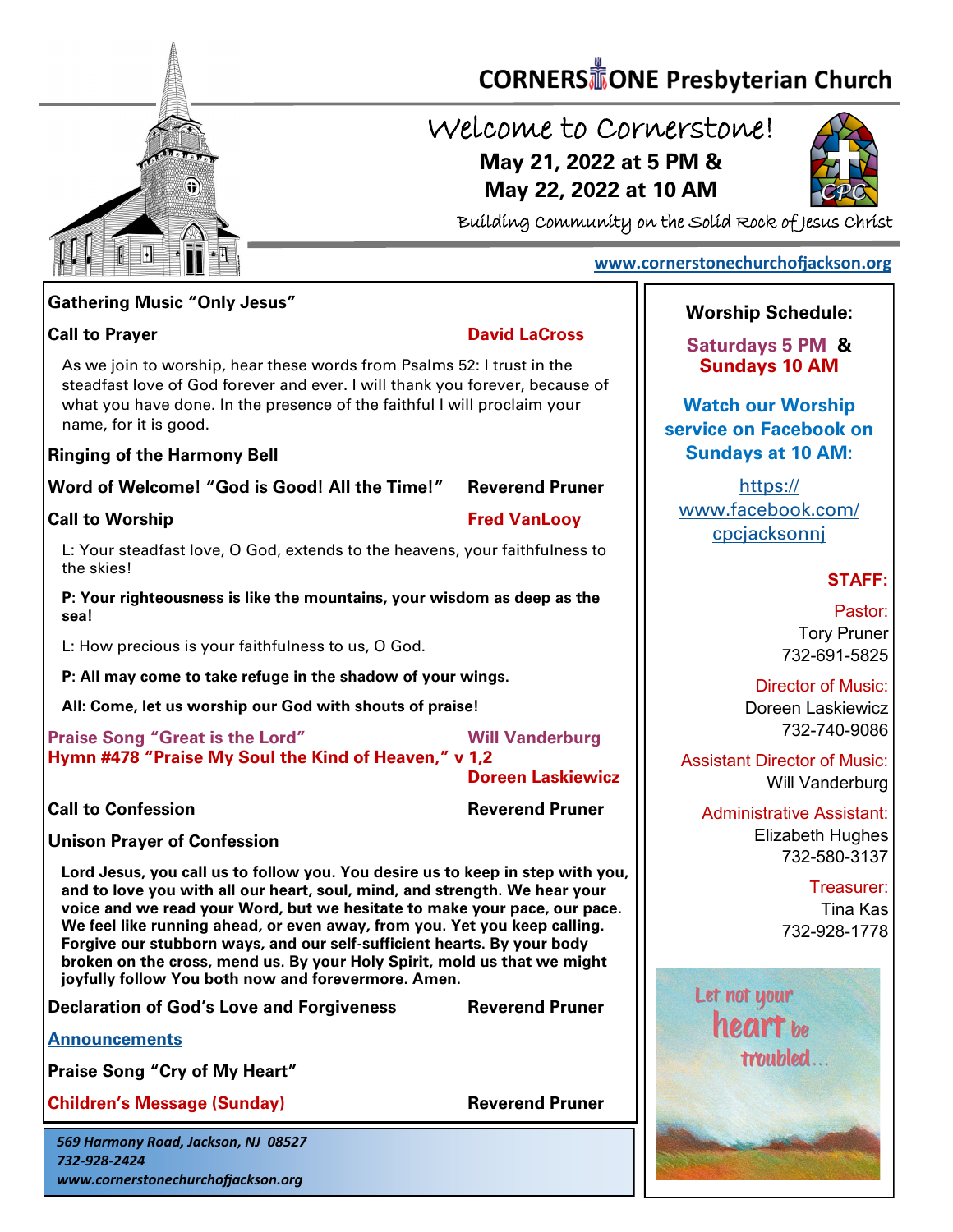# CORNERSTONE Presbyterian Church

## Welcome to Cornerstone!

**May 21, 2022 at 5 PM &**
**May 22, 2022 at 10 AM**

Building Community on the Solid Rock of Jesus Christ

www.cornerstonechurchofjackson.org

**Gathering Music "Only Jesus"**

**Call to Prayer** — **David LaCross**

As we join to worship, hear these words from Psalms 52: I trust in the steadfast love of God forever and ever. I will thank you forever, because of what you have done. In the presence of the faithful I will proclaim your name, for it is good.

**Ringing of the Harmony Bell**

**Word of Welcome! "God is Good! All the Time!"** — **Reverend Pruner**

**Call to Worship** — **Fred VanLooy**

L: Your steadfast love, O God, extends to the heavens, your faithfulness to the skies!

**P: Your righteousness is like the mountains, your wisdom as deep as the sea!**

L: How precious is your faithfulness to us, O God.

**P: All may come to take refuge in the shadow of your wings.**

**All: Come, let us worship our God with shouts of praise!**

**Praise Song "Great is the Lord"** — **Will Vanderburg**

**Hymn #478 "Praise My Soul the Kind of Heaven," v 1,2** — **Doreen Laskiewicz**

**Call to Confession** — **Reverend Pruner**

**Unison Prayer of Confession**

**Lord Jesus, you call us to follow you. You desire us to keep in step with you, and to love you with all our heart, soul, mind, and strength. We hear your voice and we read your Word, but we hesitate to make your pace, our pace. We feel like running ahead, or even away, from you. Yet you keep calling. Forgive our stubborn ways, and our self-sufficient hearts. By your body broken on the cross, mend us. By your Holy Spirit, mold us that we might joyfully follow You both now and forevermore. Amen.**

**Declaration of God's Love and Forgiveness** — **Reverend Pruner**

**Announcements**

**Praise Song "Cry of My Heart"**

**Children's Message (Sunday)** — **Reverend Pruner**

*569 Harmony Road, Jackson, NJ 08527*
*732-928-2424*
*www.cornerstonechurchofjackson.org*

**Worship Schedule:**

**Saturdays 5 PM &**
**Sundays 10 AM**

**Watch our Worship service on Facebook on Sundays at 10 AM:**

https://www.facebook.com/cpcjacksonnj

**STAFF:**

Pastor:
Tory Pruner
732-691-5825

Director of Music:
Doreen Laskiewicz
732-740-9086

Assistant Director of Music:
Will Vanderburg

Administrative Assistant:
Elizabeth Hughes
732-580-3137

Treasurer:
Tina Kas
732-928-1778

Let not your heart be troubled...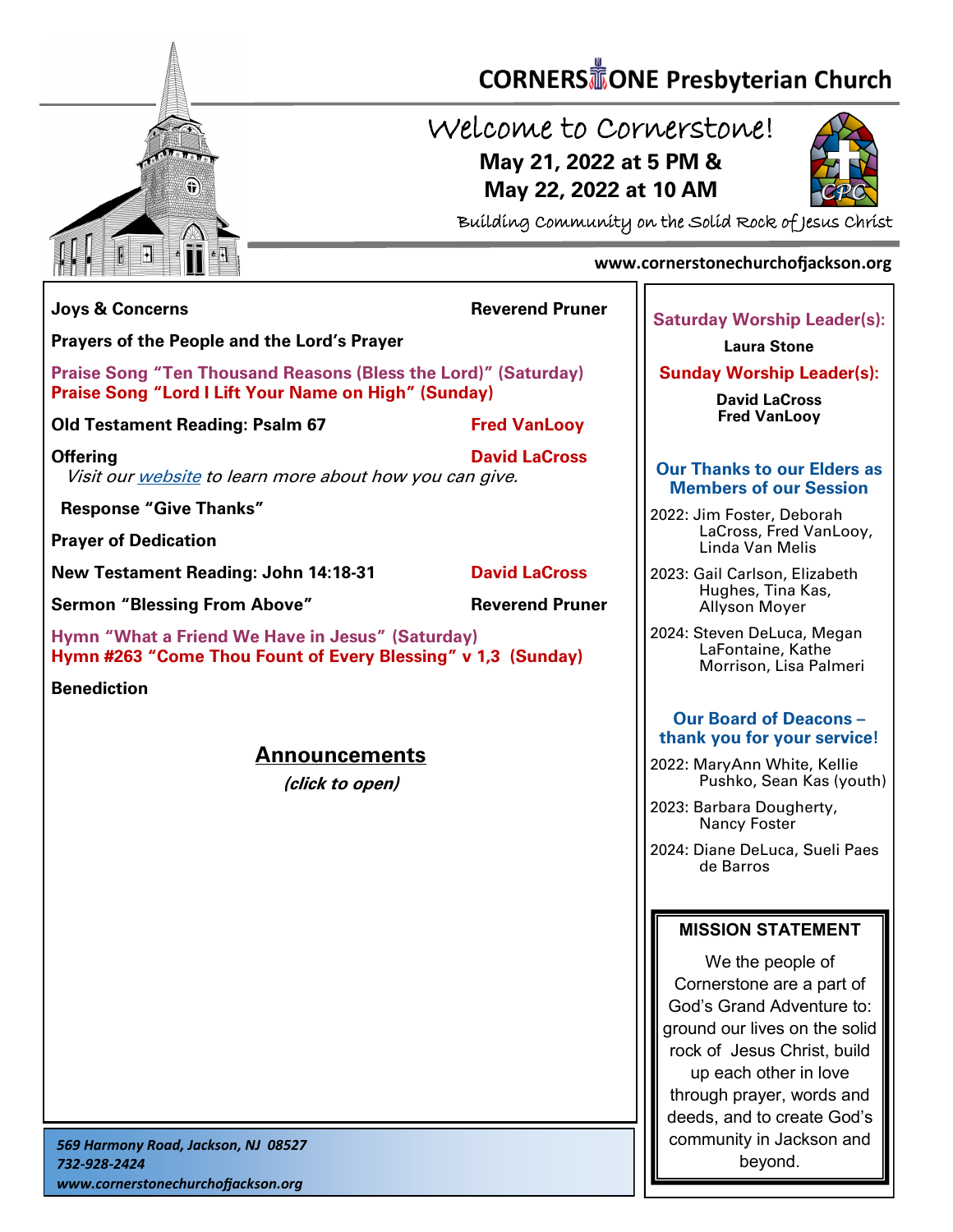# CORNERSTONE Presbyterian Church

## Welcome to Cornerstone!

**May 21, 2022 at 5 PM &**
**May 22, 2022 at 10 AM**

Building Community on the Solid Rock of Jesus Christ

www.cornerstonechurchofjackson.org

**Joys & Concerns** — **Reverend Pruner**

**Prayers of the People and the Lord's Prayer**

**Praise Song "Ten Thousand Reasons (Bless the Lord)" (Saturday)**
**Praise Song "Lord I Lift Your Name on High" (Sunday)**

**Old Testament Reading: Psalm 67** — **Fred VanLooy**

**Offering** — **David LaCross**
*Visit our website to learn more about how you can give.*

**Response "Give Thanks"**

**Prayer of Dedication**

**New Testament Reading: John 14:18-31** — **David LaCross**

**Sermon "Blessing From Above"** — **Reverend Pruner**

**Hymn "What a Friend We Have in Jesus" (Saturday)**
**Hymn #263 "Come Thou Fount of Every Blessing" v 1,3 (Sunday)**

**Benediction**

## Announcements

***(click to open)***

**Saturday Worship Leader(s):**

**Laura Stone**

**Sunday Worship Leader(s):**

**David LaCross**
**Fred VanLooy**

**Our Thanks to our Elders as Members of our Session**

2022: Jim Foster, Deborah LaCross, Fred VanLooy, Linda Van Melis

2023: Gail Carlson, Elizabeth Hughes, Tina Kas, Allyson Moyer

2024: Steven DeLuca, Megan LaFontaine, Kathe Morrison, Lisa Palmeri

**Our Board of Deacons – thank you for your service!**

2022: MaryAnn White, Kellie Pushko, Sean Kas (youth)

2023: Barbara Dougherty, Nancy Foster

2024: Diane DeLuca, Sueli Paes de Barros

**MISSION STATEMENT**

We the people of Cornerstone are a part of God's Grand Adventure to: ground our lives on the solid rock of Jesus Christ, build up each other in love through prayer, words and deeds, and to create God's community in Jackson and beyond.

*569 Harmony Road, Jackson, NJ 08527*
*732-928-2424*
*www.cornerstonechurchofjackson.org*